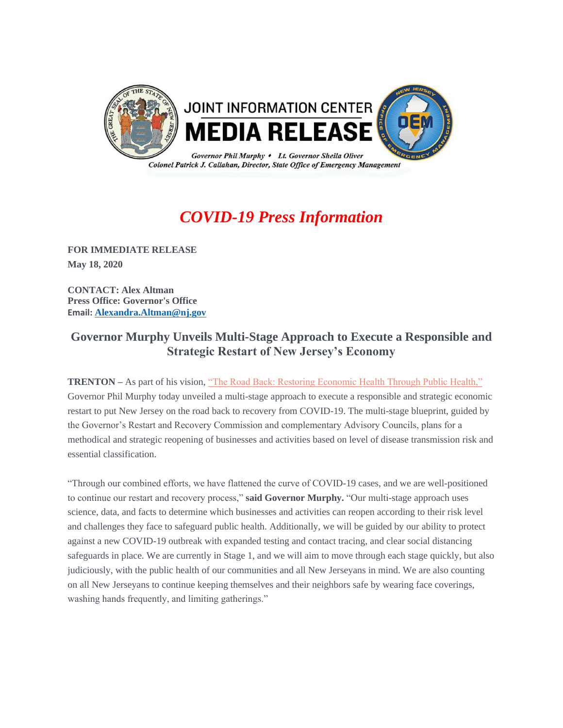JOINT INFORMATION CENTER

# MEDIA RELEASE

*Governor Phil Murphy • Lt. Governor Sheila Oliver*
*Colonel Patrick J. Callahan, Director, State Office of Emergency Management*

## *COVID-19 Press Information*

**FOR IMMEDIATE RELEASE**
**May 18, 2020**

**CONTACT: Alex Altman**
**Press Office: Governor's Office**
**Email: Alexandra.Altman@nj.gov**

### Governor Murphy Unveils Multi-Stage Approach to Execute a Responsible and Strategic Restart of New Jersey's Economy

**TRENTON** – As part of his vision, "The Road Back: Restoring Economic Health Through Public Health," Governor Phil Murphy today unveiled a multi-stage approach to execute a responsible and strategic economic restart to put New Jersey on the road back to recovery from COVID-19. The multi-stage blueprint, guided by the Governor's Restart and Recovery Commission and complementary Advisory Councils, plans for a methodical and strategic reopening of businesses and activities based on level of disease transmission risk and essential classification.

"Through our combined efforts, we have flattened the curve of COVID-19 cases, and we are well-positioned to continue our restart and recovery process," **said Governor Murphy.** "Our multi-stage approach uses science, data, and facts to determine which businesses and activities can reopen according to their risk level and challenges they face to safeguard public health. Additionally, we will be guided by our ability to protect against a new COVID-19 outbreak with expanded testing and contact tracing, and clear social distancing safeguards in place. We are currently in Stage 1, and we will aim to move through each stage quickly, but also judiciously, with the public health of our communities and all New Jerseyans in mind. We are also counting on all New Jerseyans to continue keeping themselves and their neighbors safe by wearing face coverings, washing hands frequently, and limiting gatherings."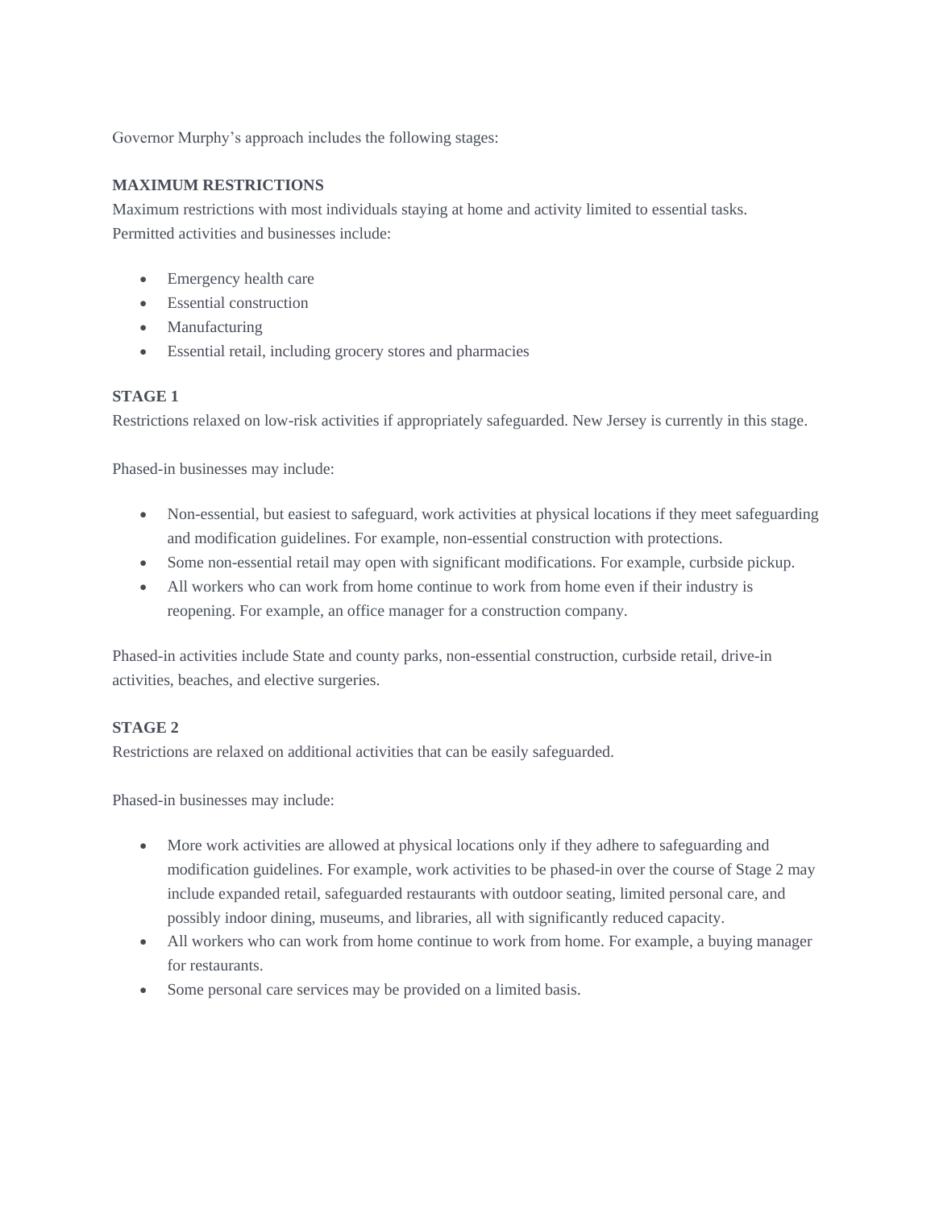Governor Murphy's approach includes the following stages:

**MAXIMUM RESTRICTIONS**

Maximum restrictions with most individuals staying at home and activity limited to essential tasks. Permitted activities and businesses include:

- Emergency health care
- Essential construction
- Manufacturing
- Essential retail, including grocery stores and pharmacies

**STAGE 1**

Restrictions relaxed on low-risk activities if appropriately safeguarded. New Jersey is currently in this stage.

Phased-in businesses may include:

- Non-essential, but easiest to safeguard, work activities at physical locations if they meet safeguarding and modification guidelines. For example, non-essential construction with protections.
- Some non-essential retail may open with significant modifications. For example, curbside pickup.
- All workers who can work from home continue to work from home even if their industry is reopening. For example, an office manager for a construction company.

Phased-in activities include State and county parks, non-essential construction, curbside retail, drive-in activities, beaches, and elective surgeries.

**STAGE 2**

Restrictions are relaxed on additional activities that can be easily safeguarded.

Phased-in businesses may include:

- More work activities are allowed at physical locations only if they adhere to safeguarding and modification guidelines. For example, work activities to be phased-in over the course of Stage 2 may include expanded retail, safeguarded restaurants with outdoor seating, limited personal care, and possibly indoor dining, museums, and libraries, all with significantly reduced capacity.
- All workers who can work from home continue to work from home. For example, a buying manager for restaurants.
- Some personal care services may be provided on a limited basis.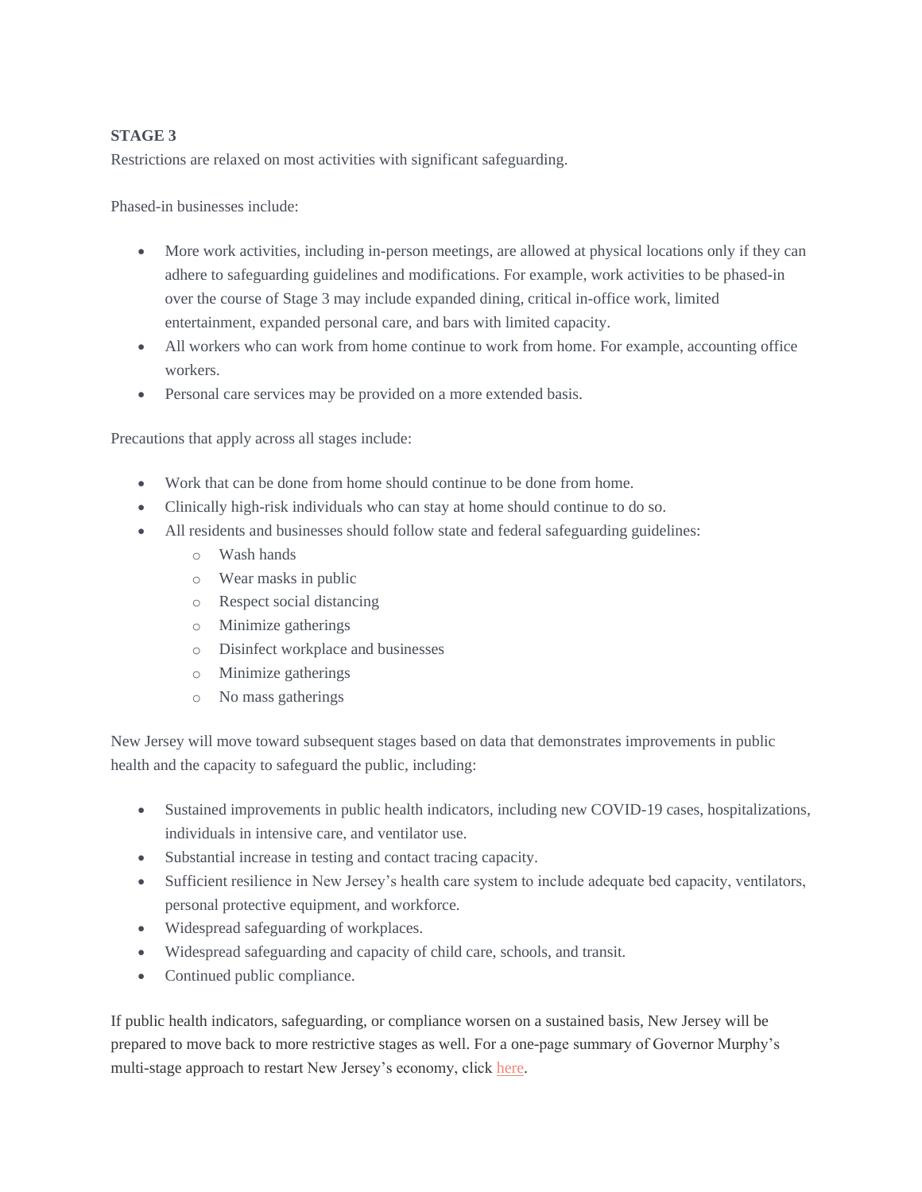**STAGE 3**

Restrictions are relaxed on most activities with significant safeguarding.

Phased-in businesses include:

- More work activities, including in-person meetings, are allowed at physical locations only if they can adhere to safeguarding guidelines and modifications. For example, work activities to be phased-in over the course of Stage 3 may include expanded dining, critical in-office work, limited entertainment, expanded personal care, and bars with limited capacity.
- All workers who can work from home continue to work from home. For example, accounting office workers.
- Personal care services may be provided on a more extended basis.

Precautions that apply across all stages include:

- Work that can be done from home should continue to be done from home.
- Clinically high-risk individuals who can stay at home should continue to do so.
- All residents and businesses should follow state and federal safeguarding guidelines:
  - Wash hands
  - Wear masks in public
  - Respect social distancing
  - Minimize gatherings
  - Disinfect workplace and businesses
  - Minimize gatherings
  - No mass gatherings

New Jersey will move toward subsequent stages based on data that demonstrates improvements in public health and the capacity to safeguard the public, including:

- Sustained improvements in public health indicators, including new COVID-19 cases, hospitalizations, individuals in intensive care, and ventilator use.
- Substantial increase in testing and contact tracing capacity.
- Sufficient resilience in New Jersey's health care system to include adequate bed capacity, ventilators, personal protective equipment, and workforce.
- Widespread safeguarding of workplaces.
- Widespread safeguarding and capacity of child care, schools, and transit.
- Continued public compliance.

If public health indicators, safeguarding, or compliance worsen on a sustained basis, New Jersey will be prepared to move back to more restrictive stages as well. For a one-page summary of Governor Murphy's multi-stage approach to restart New Jersey's economy, click here.